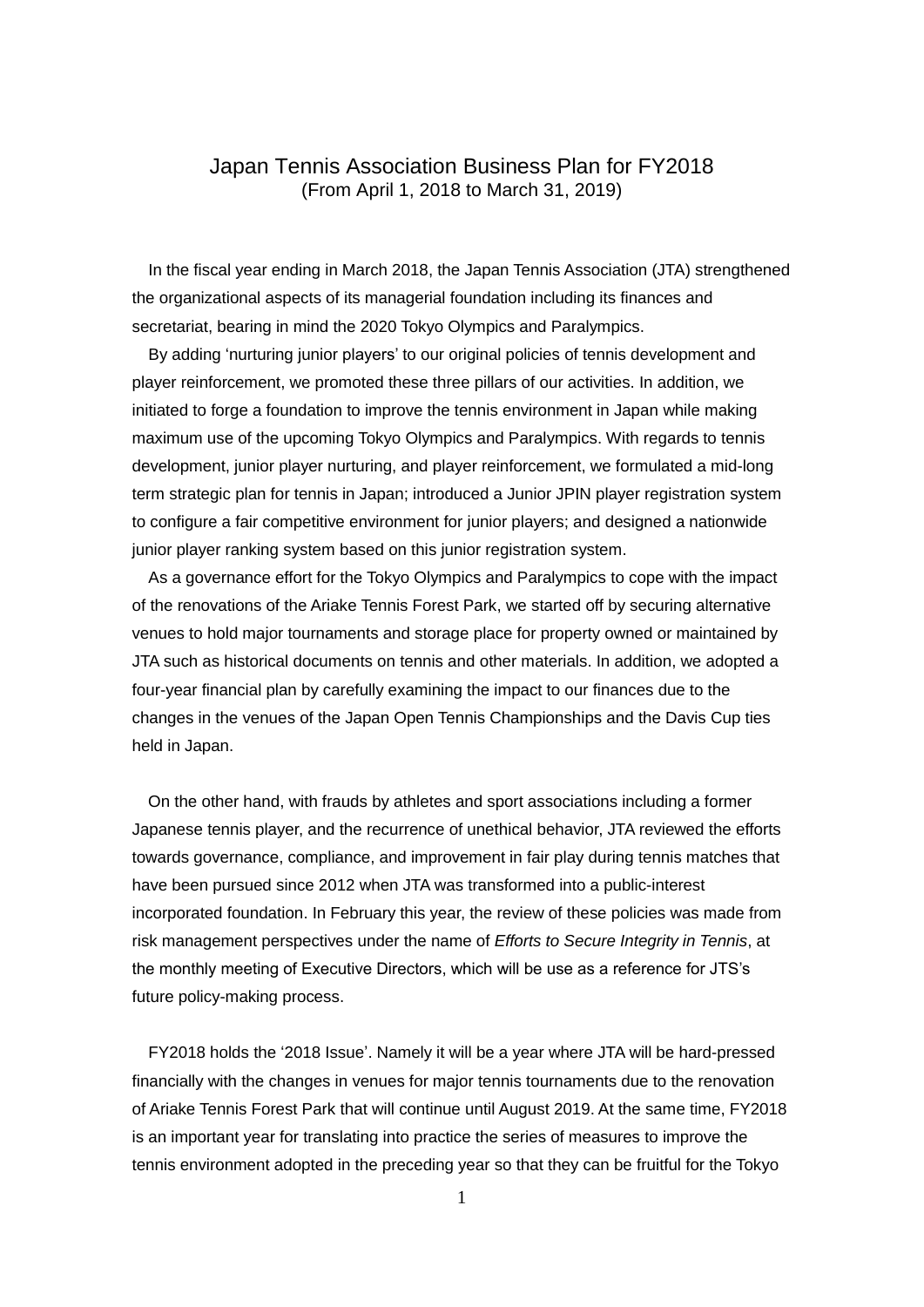# Japan Tennis Association Business Plan for FY2018

(From April 1, 2018 to March 31, 2019)

In the fiscal year ending in March 2018, the Japan Tennis Association (JTA) strengthened the organizational aspects of its managerial foundation including its finances and secretariat, bearing in mind the 2020 Tokyo Olympics and Paralympics.

By adding 'nurturing junior players' to our original policies of tennis development and player reinforcement, we promoted these three pillars of our activities. In addition, we initiated to forge a foundation to improve the tennis environment in Japan while making maximum use of the upcoming Tokyo Olympics and Paralympics. With regards to tennis development, junior player nurturing, and player reinforcement, we formulated a mid-long term strategic plan for tennis in Japan; introduced a Junior JPIN player registration system to configure a fair competitive environment for junior players; and designed a nationwide junior player ranking system based on this junior registration system.

As a governance effort for the Tokyo Olympics and Paralympics to cope with the impact of the renovations of the Ariake Tennis Forest Park, we started off by securing alternative venues to hold major tournaments and storage place for property owned or maintained by JTA such as historical documents on tennis and other materials. In addition, we adopted a four-year financial plan by carefully examining the impact to our finances due to the changes in the venues of the Japan Open Tennis Championships and the Davis Cup ties held in Japan.

On the other hand, with frauds by athletes and sport associations including a former Japanese tennis player, and the recurrence of unethical behavior, JTA reviewed the efforts towards governance, compliance, and improvement in fair play during tennis matches that have been pursued since 2012 when JTA was transformed into a public-interest incorporated foundation. In February this year, the review of these policies was made from risk management perspectives under the name of *Efforts to Secure Integrity in Tennis*, at the monthly meeting of Executive Directors, which will be use as a reference for JTS's future policy-making process.

FY2018 holds the '2018 Issue'. Namely it will be a year where JTA will be hard-pressed financially with the changes in venues for major tennis tournaments due to the renovation of Ariake Tennis Forest Park that will continue until August 2019. At the same time, FY2018 is an important year for translating into practice the series of measures to improve the tennis environment adopted in the preceding year so that they can be fruitful for the Tokyo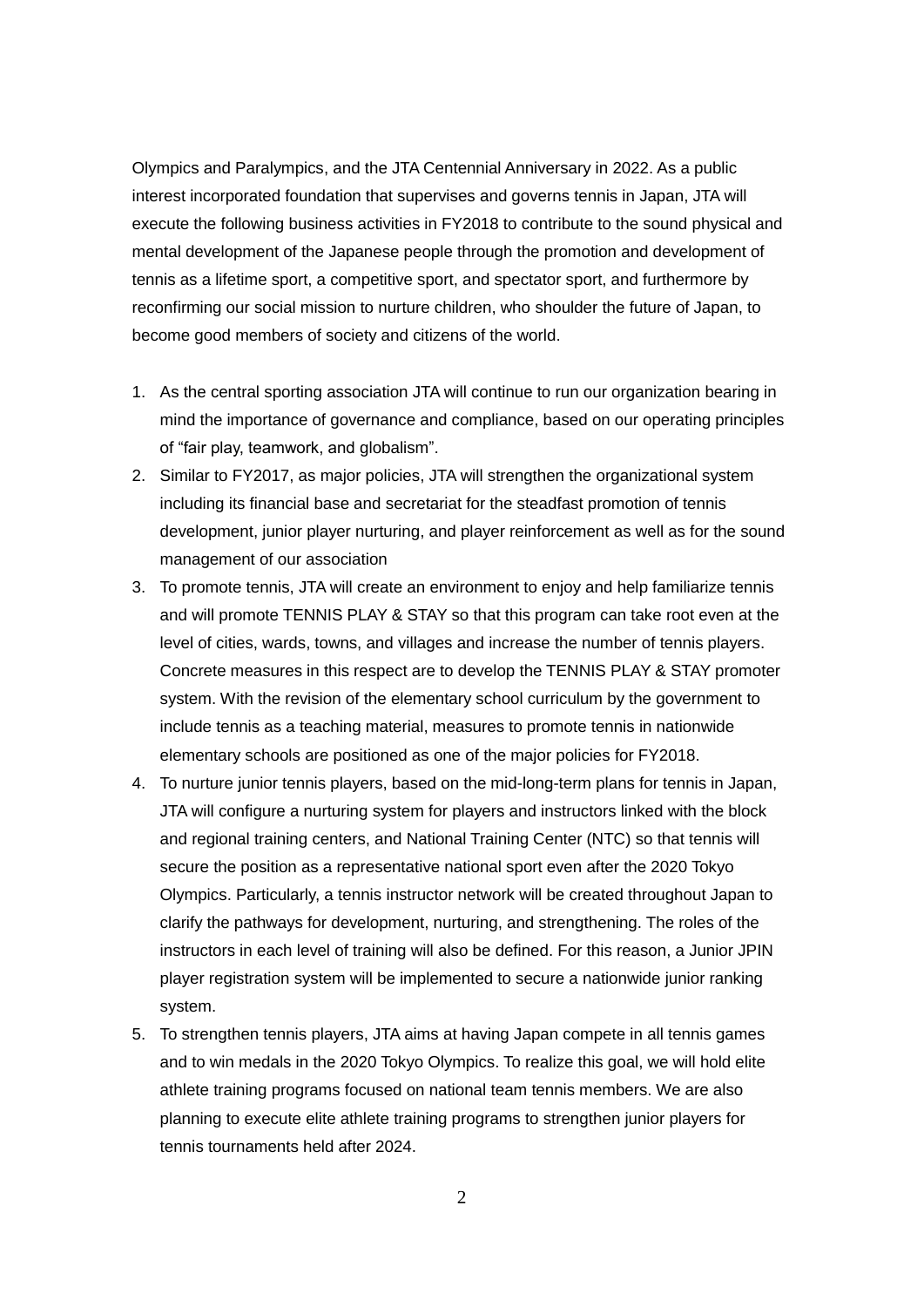Olympics and Paralympics, and the JTA Centennial Anniversary in 2022. As a public interest incorporated foundation that supervises and governs tennis in Japan, JTA will execute the following business activities in FY2018 to contribute to the sound physical and mental development of the Japanese people through the promotion and development of tennis as a lifetime sport, a competitive sport, and spectator sport, and furthermore by reconfirming our social mission to nurture children, who shoulder the future of Japan, to become good members of society and citizens of the world.

1. As the central sporting association JTA will continue to run our organization bearing in mind the importance of governance and compliance, based on our operating principles of "fair play, teamwork, and globalism".
2. Similar to FY2017, as major policies, JTA will strengthen the organizational system including its financial base and secretariat for the steadfast promotion of tennis development, junior player nurturing, and player reinforcement as well as for the sound management of our association
3. To promote tennis, JTA will create an environment to enjoy and help familiarize tennis and will promote TENNIS PLAY & STAY so that this program can take root even at the level of cities, wards, towns, and villages and increase the number of tennis players. Concrete measures in this respect are to develop the TENNIS PLAY & STAY promoter system. With the revision of the elementary school curriculum by the government to include tennis as a teaching material, measures to promote tennis in nationwide elementary schools are positioned as one of the major policies for FY2018.
4. To nurture junior tennis players, based on the mid-long-term plans for tennis in Japan, JTA will configure a nurturing system for players and instructors linked with the block and regional training centers, and National Training Center (NTC) so that tennis will secure the position as a representative national sport even after the 2020 Tokyo Olympics. Particularly, a tennis instructor network will be created throughout Japan to clarify the pathways for development, nurturing, and strengthening. The roles of the instructors in each level of training will also be defined. For this reason, a Junior JPIN player registration system will be implemented to secure a nationwide junior ranking system.
5. To strengthen tennis players, JTA aims at having Japan compete in all tennis games and to win medals in the 2020 Tokyo Olympics. To realize this goal, we will hold elite athlete training programs focused on national team tennis members. We are also planning to execute elite athlete training programs to strengthen junior players for tennis tournaments held after 2024.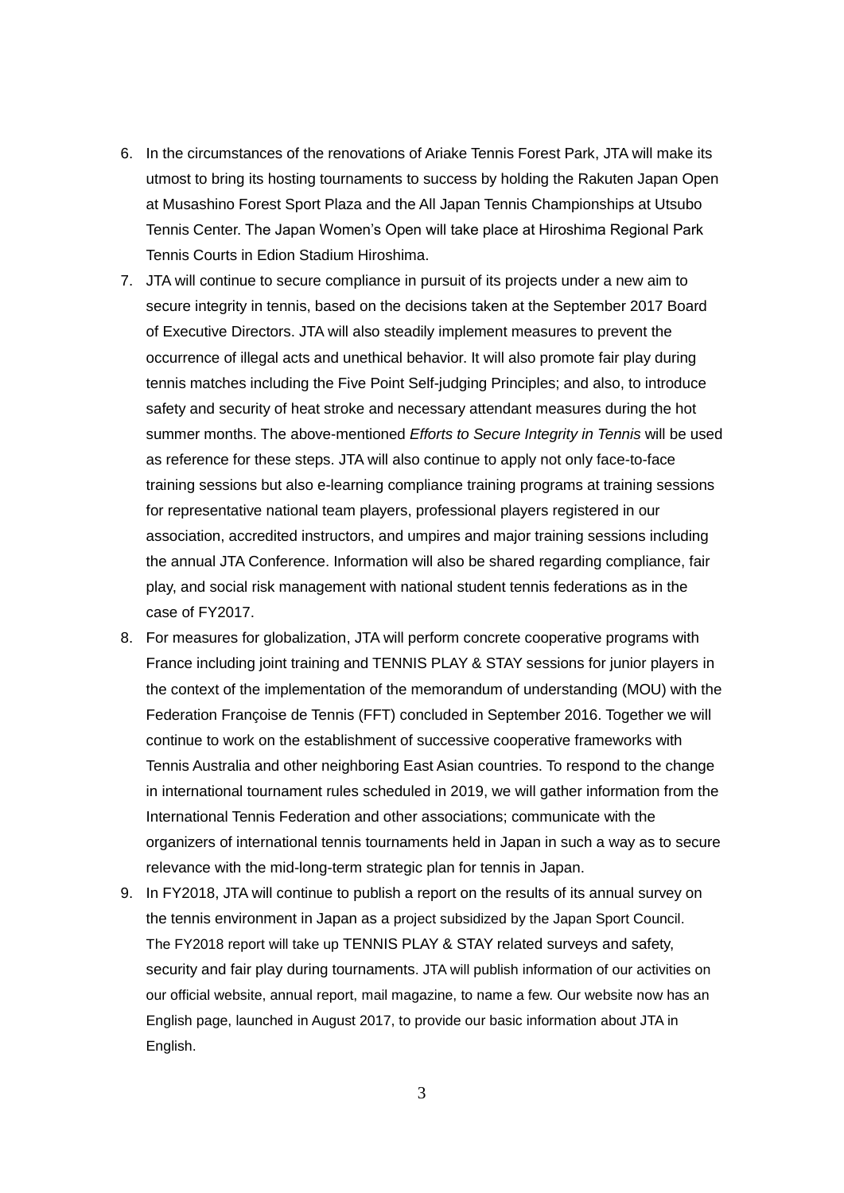6. In the circumstances of the renovations of Ariake Tennis Forest Park, JTA will make its utmost to bring its hosting tournaments to success by holding the Rakuten Japan Open at Musashino Forest Sport Plaza and the All Japan Tennis Championships at Utsubo Tennis Center. The Japan Women's Open will take place at Hiroshima Regional Park Tennis Courts in Edion Stadium Hiroshima.
7. JTA will continue to secure compliance in pursuit of its projects under a new aim to secure integrity in tennis, based on the decisions taken at the September 2017 Board of Executive Directors. JTA will also steadily implement measures to prevent the occurrence of illegal acts and unethical behavior. It will also promote fair play during tennis matches including the Five Point Self-judging Principles; and also, to introduce safety and security of heat stroke and necessary attendant measures during the hot summer months. The above-mentioned *Efforts to Secure Integrity in Tennis* will be used as reference for these steps. JTA will also continue to apply not only face-to-face training sessions but also e-learning compliance training programs at training sessions for representative national team players, professional players registered in our association, accredited instructors, and umpires and major training sessions including the annual JTA Conference. Information will also be shared regarding compliance, fair play, and social risk management with national student tennis federations as in the case of FY2017.
8. For measures for globalization, JTA will perform concrete cooperative programs with France including joint training and TENNIS PLAY & STAY sessions for junior players in the context of the implementation of the memorandum of understanding (MOU) with the Federation Françoise de Tennis (FFT) concluded in September 2016. Together we will continue to work on the establishment of successive cooperative frameworks with Tennis Australia and other neighboring East Asian countries. To respond to the change in international tournament rules scheduled in 2019, we will gather information from the International Tennis Federation and other associations; communicate with the organizers of international tennis tournaments held in Japan in such a way as to secure relevance with the mid-long-term strategic plan for tennis in Japan.
9. In FY2018, JTA will continue to publish a report on the results of its annual survey on the tennis environment in Japan as a project subsidized by the Japan Sport Council. The FY2018 report will take up TENNIS PLAY & STAY related surveys and safety, security and fair play during tournaments. JTA will publish information of our activities on our official website, annual report, mail magazine, to name a few. Our website now has an English page, launched in August 2017, to provide our basic information about JTA in English.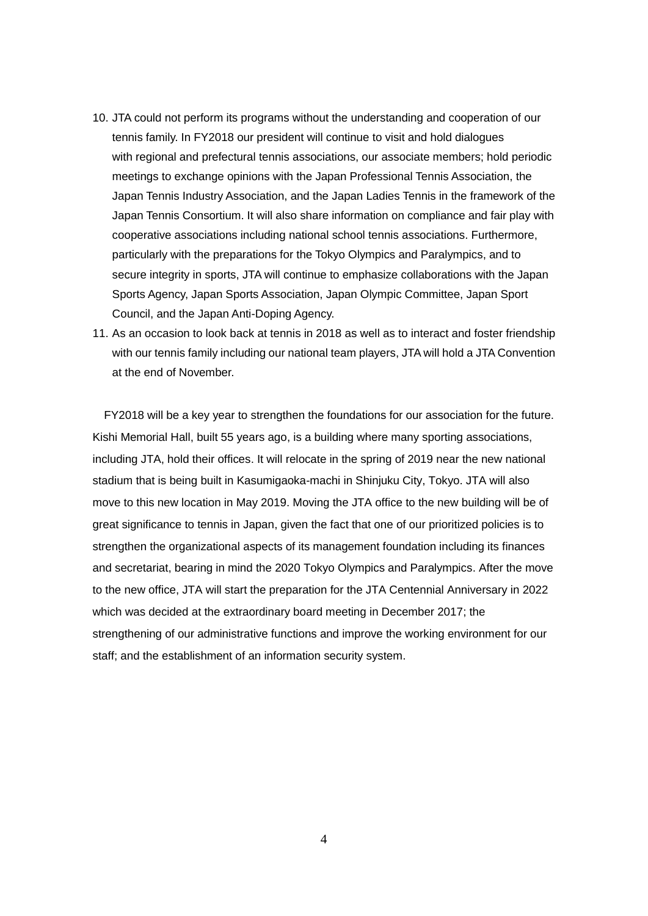10. JTA could not perform its programs without the understanding and cooperation of our tennis family. In FY2018 our president will continue to visit and hold dialogues with regional and prefectural tennis associations, our associate members; hold periodic meetings to exchange opinions with the Japan Professional Tennis Association, the Japan Tennis Industry Association, and the Japan Ladies Tennis in the framework of the Japan Tennis Consortium. It will also share information on compliance and fair play with cooperative associations including national school tennis associations. Furthermore, particularly with the preparations for the Tokyo Olympics and Paralympics, and to secure integrity in sports, JTA will continue to emphasize collaborations with the Japan Sports Agency, Japan Sports Association, Japan Olympic Committee, Japan Sport Council, and the Japan Anti-Doping Agency.
11. As an occasion to look back at tennis in 2018 as well as to interact and foster friendship with our tennis family including our national team players, JTA will hold a JTA Convention at the end of November.

FY2018 will be a key year to strengthen the foundations for our association for the future. Kishi Memorial Hall, built 55 years ago, is a building where many sporting associations, including JTA, hold their offices. It will relocate in the spring of 2019 near the new national stadium that is being built in Kasumigaoka-machi in Shinjuku City, Tokyo. JTA will also move to this new location in May 2019. Moving the JTA office to the new building will be of great significance to tennis in Japan, given the fact that one of our prioritized policies is to strengthen the organizational aspects of its management foundation including its finances and secretariat, bearing in mind the 2020 Tokyo Olympics and Paralympics. After the move to the new office, JTA will start the preparation for the JTA Centennial Anniversary in 2022 which was decided at the extraordinary board meeting in December 2017; the strengthening of our administrative functions and improve the working environment for our staff; and the establishment of an information security system.